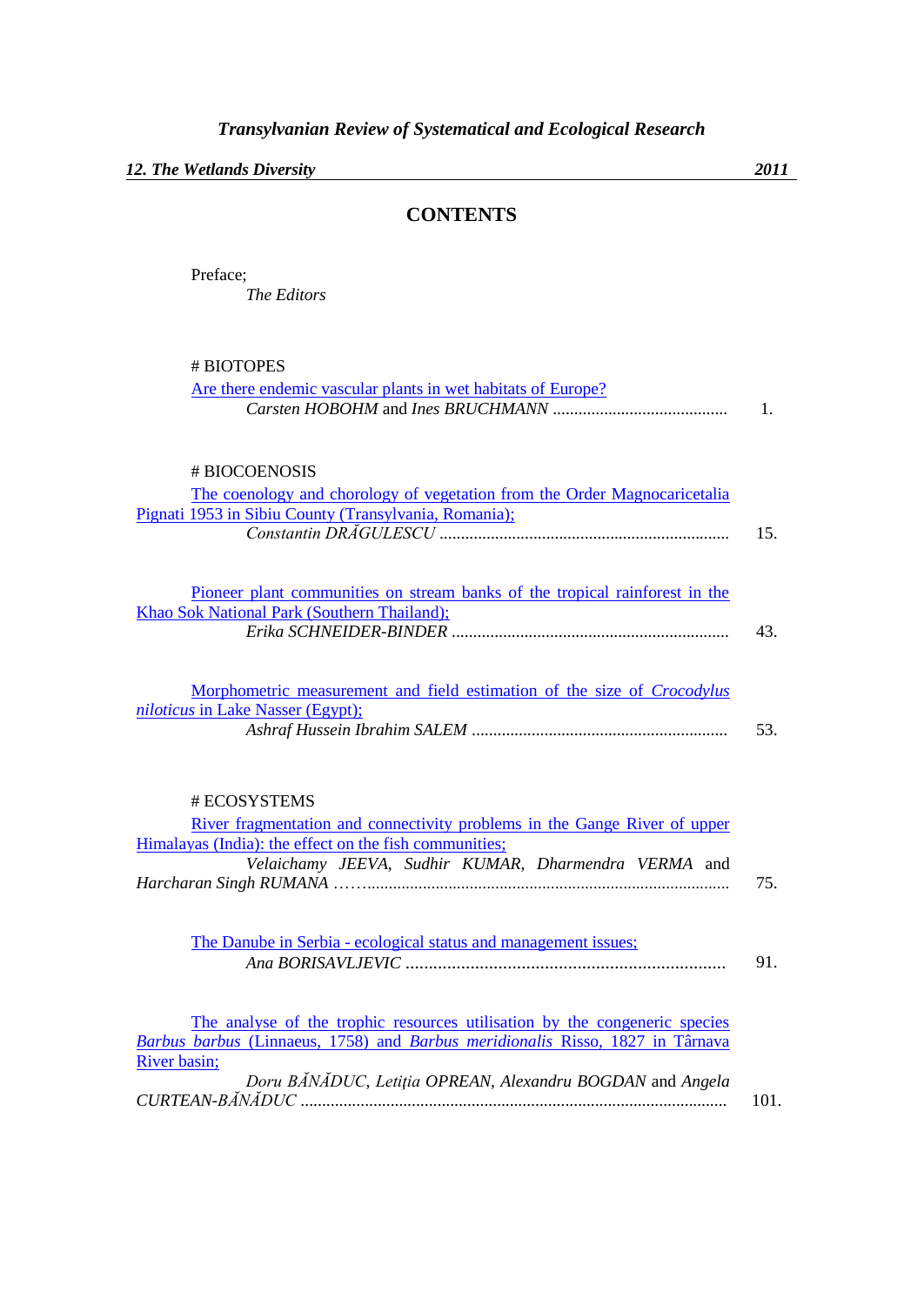*Transylvanian Review of Systematical and Ecological Research*

***12. The Wetlands Diversity*** ***2011***

# CONTENTS

Preface;
*The Editors*

## # BIOTOPES

Are there endemic vascular plants in wet habitats of Europe?
*Carsten HOBOHM* and *Ines BRUCHMANN* ........................................ 1.

## # BIOCOENOSIS

The coenology and chorology of vegetation from the Order Magnocaricetalia Pignati 1953 in Sibiu County (Transylvania, Romania);
*Constantin DRĂGULESCU* ................................................................... 15.

Pioneer plant communities on stream banks of the tropical rainforest in the Khao Sok National Park (Southern Thailand);
*Erika SCHNEIDER-BINDER* ................................................................ 43.

Morphometric measurement and field estimation of the size of *Crocodylus niloticus* in Lake Nasser (Egypt);
*Ashraf Hussein Ibrahim SALEM* ........................................................... 53.

## # ECOSYSTEMS

River fragmentation and connectivity problems in the Gange River of upper Himalayas (India): the effect on the fish communities;
*Velaichamy JEEVA, Sudhir KUMAR, Dharmendra VERMA* and *Harcharan Singh RUMANA* ……..................................................................................... 75.

The Danube in Serbia - ecological status and management issues;
*Ana BORISAVLJEVIC* ..................................................................... 91.

The analyse of the trophic resources utilisation by the congeneric species *Barbus barbus* (Linnaeus, 1758) and *Barbus meridionalis* Risso, 1827 in Târnava River basin;
*Doru BĂNĂDUC, Letiţia OPREAN, Alexandru BOGDAN* and *Angela CURTEAN-BĂNĂDUC* .................................................................................................. 101.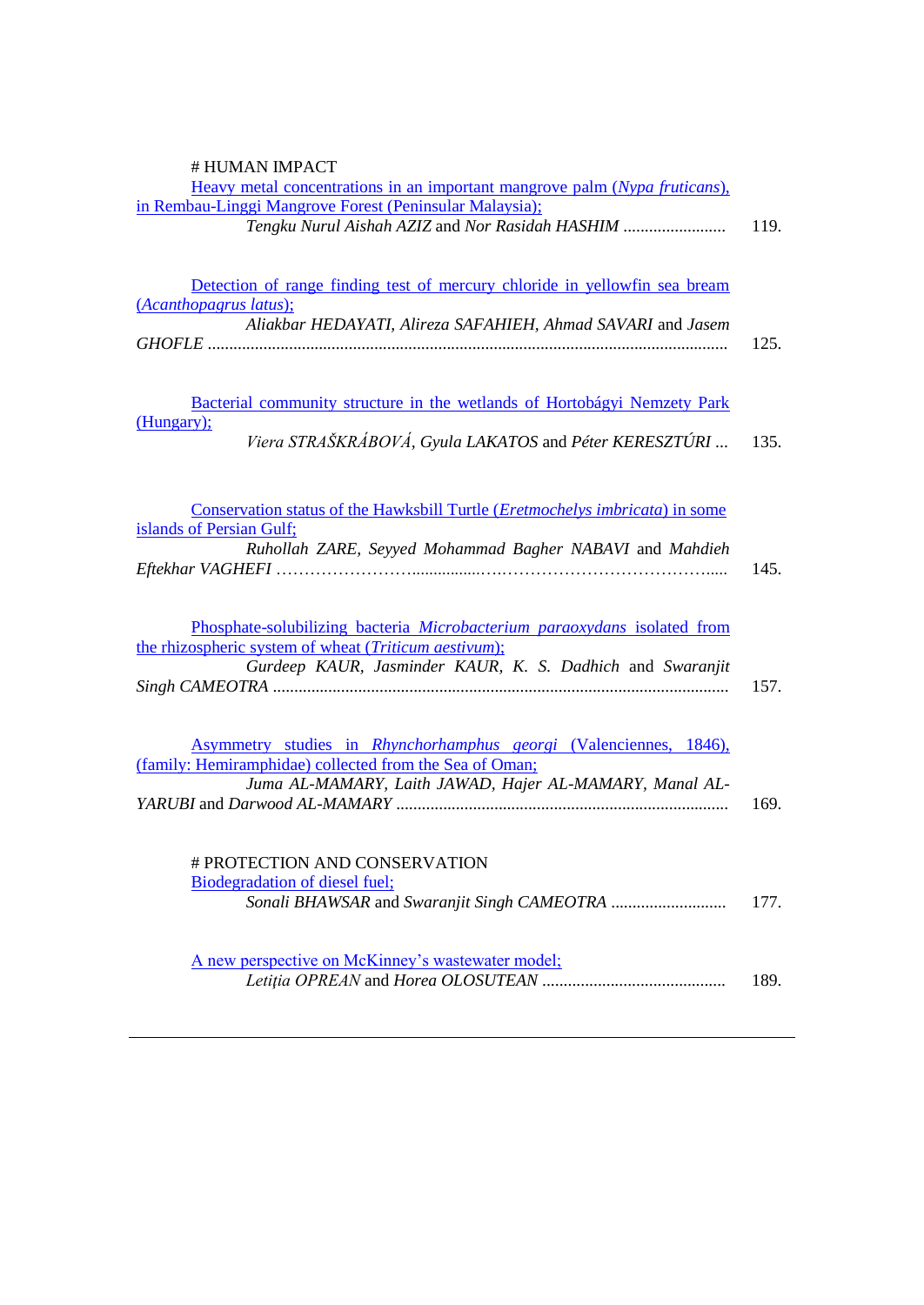# HUMAN IMPACT

Heavy metal concentrations in an important mangrove palm (*Nypa fruticans*), in Rembau-Linggi Mangrove Forest (Peninsular Malaysia);
*Tengku Nurul Aishah AZIZ* and *Nor Rasidah HASHIM* ........................ 119.

Detection of range finding test of mercury chloride in yellowfin sea bream (*Acanthopagrus latus*);
*Aliakbar HEDAYATI, Alireza SAFAHIEH, Ahmad SAVARI* and *Jasem GHOFLE* ........................................................................................................................ 125.

Bacterial community structure in the wetlands of Hortobágyi Nemzety Park (Hungary);
*Viera STRAŠKRÁBOVÁ, Gyula LAKATOS* and *Péter KERESZTÚRI* ... 135.

Conservation status of the Hawksbill Turtle (*Eretmochelys imbricata*) in some islands of Persian Gulf;
*Ruhollah ZARE, Seyyed Mohammad Bagher NABAVI* and *Mahdieh Eftekhar VAGHEFI* ……………………................….……………………………….…..... 145.

Phosphate-solubilizing bacteria *Microbacterium paraoxydans* isolated from the rhizospheric system of wheat (*Triticum aestivum*);
*Gurdeep KAUR, Jasminder KAUR, K. S. Dadhich* and *Swaranjit Singh CAMEOTRA* ......................................................................................................... 157.

Asymmetry studies in *Rhynchorhamphus georgi* (Valenciennes, 1846), (family: Hemiramphidae) collected from the Sea of Oman;
*Juma AL-MAMARY, Laith JAWAD, Hajer AL-MAMARY, Manal AL-YARUBI* and *Darwood AL-MAMARY* ............................................................................ 169.

# PROTECTION AND CONSERVATION

Biodegradation of diesel fuel;
*Sonali BHAWSAR* and *Swaranjit Singh CAMEOTRA* ........................... 177.

A new perspective on McKinney's wastewater model;
*Letiţia OPREAN* and *Horea OLOSUTEAN* ........................................... 189.